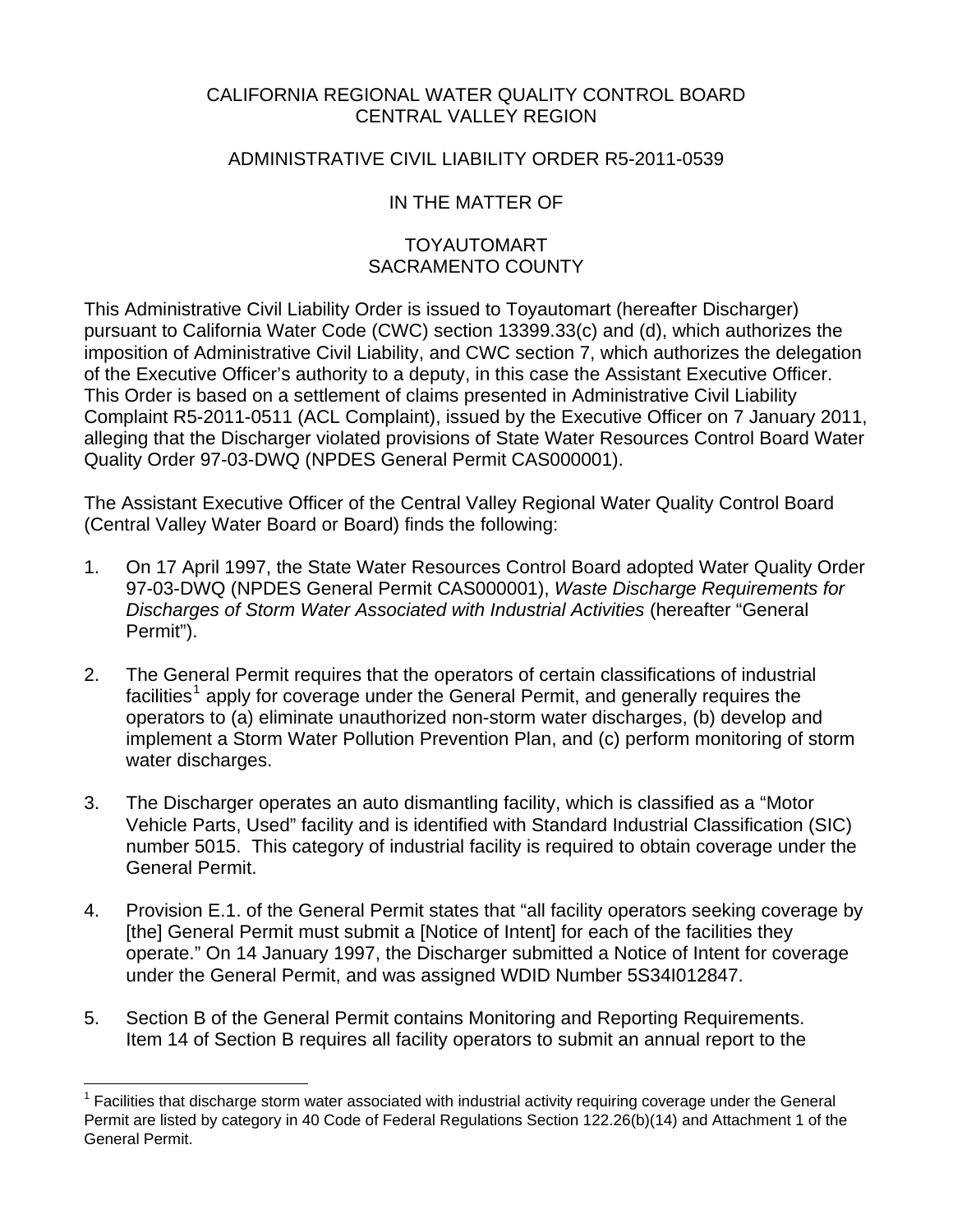CALIFORNIA REGIONAL WATER QUALITY CONTROL BOARD
CENTRAL VALLEY REGION

ADMINISTRATIVE CIVIL LIABILITY ORDER R5-2011-0539

IN THE MATTER OF

TOYAUTOMART
SACRAMENTO COUNTY

This Administrative Civil Liability Order is issued to Toyautomart (hereafter Discharger) pursuant to California Water Code (CWC) section 13399.33(c) and (d), which authorizes the imposition of Administrative Civil Liability, and CWC section 7, which authorizes the delegation of the Executive Officer's authority to a deputy, in this case the Assistant Executive Officer. This Order is based on a settlement of claims presented in Administrative Civil Liability Complaint R5-2011-0511 (ACL Complaint), issued by the Executive Officer on 7 January 2011, alleging that the Discharger violated provisions of State Water Resources Control Board Water Quality Order 97-03-DWQ (NPDES General Permit CAS000001).

The Assistant Executive Officer of the Central Valley Regional Water Quality Control Board (Central Valley Water Board or Board) finds the following:

1. On 17 April 1997, the State Water Resources Control Board adopted Water Quality Order 97-03-DWQ (NPDES General Permit CAS000001), *Waste Discharge Requirements for Discharges of Storm Water Associated with Industrial Activities* (hereafter "General Permit").

2. The General Permit requires that the operators of certain classifications of industrial facilities[1] apply for coverage under the General Permit, and generally requires the operators to (a) eliminate unauthorized non-storm water discharges, (b) develop and implement a Storm Water Pollution Prevention Plan, and (c) perform monitoring of storm water discharges.

3. The Discharger operates an auto dismantling facility, which is classified as a "Motor Vehicle Parts, Used" facility and is identified with Standard Industrial Classification (SIC) number 5015. This category of industrial facility is required to obtain coverage under the General Permit.

4. Provision E.1. of the General Permit states that "all facility operators seeking coverage by [the] General Permit must submit a [Notice of Intent] for each of the facilities they operate." On 14 January 1997, the Discharger submitted a Notice of Intent for coverage under the General Permit, and was assigned WDID Number 5S34I012847.

5. Section B of the General Permit contains Monitoring and Reporting Requirements. Item 14 of Section B requires all facility operators to submit an annual report to the

[1] Facilities that discharge storm water associated with industrial activity requiring coverage under the General Permit are listed by category in 40 Code of Federal Regulations Section 122.26(b)(14) and Attachment 1 of the General Permit.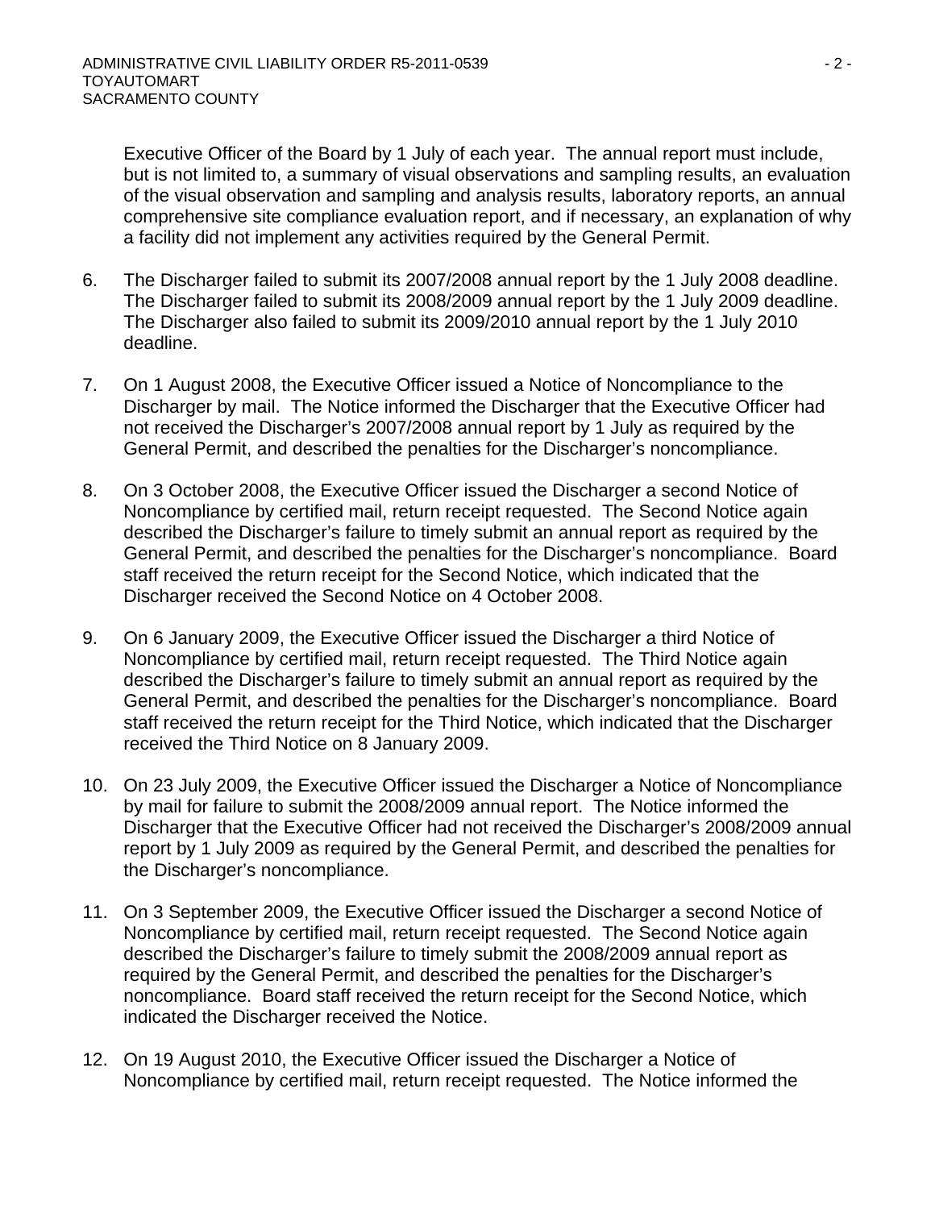Executive Officer of the Board by 1 July of each year. The annual report must include, but is not limited to, a summary of visual observations and sampling results, an evaluation of the visual observation and sampling and analysis results, laboratory reports, an annual comprehensive site compliance evaluation report, and if necessary, an explanation of why a facility did not implement any activities required by the General Permit.

6. The Discharger failed to submit its 2007/2008 annual report by the 1 July 2008 deadline. The Discharger failed to submit its 2008/2009 annual report by the 1 July 2009 deadline. The Discharger also failed to submit its 2009/2010 annual report by the 1 July 2010 deadline.

7. On 1 August 2008, the Executive Officer issued a Notice of Noncompliance to the Discharger by mail. The Notice informed the Discharger that the Executive Officer had not received the Discharger's 2007/2008 annual report by 1 July as required by the General Permit, and described the penalties for the Discharger's noncompliance.

8. On 3 October 2008, the Executive Officer issued the Discharger a second Notice of Noncompliance by certified mail, return receipt requested. The Second Notice again described the Discharger's failure to timely submit an annual report as required by the General Permit, and described the penalties for the Discharger's noncompliance. Board staff received the return receipt for the Second Notice, which indicated that the Discharger received the Second Notice on 4 October 2008.

9. On 6 January 2009, the Executive Officer issued the Discharger a third Notice of Noncompliance by certified mail, return receipt requested. The Third Notice again described the Discharger's failure to timely submit an annual report as required by the General Permit, and described the penalties for the Discharger's noncompliance. Board staff received the return receipt for the Third Notice, which indicated that the Discharger received the Third Notice on 8 January 2009.

10. On 23 July 2009, the Executive Officer issued the Discharger a Notice of Noncompliance by mail for failure to submit the 2008/2009 annual report. The Notice informed the Discharger that the Executive Officer had not received the Discharger's 2008/2009 annual report by 1 July 2009 as required by the General Permit, and described the penalties for the Discharger's noncompliance.

11. On 3 September 2009, the Executive Officer issued the Discharger a second Notice of Noncompliance by certified mail, return receipt requested. The Second Notice again described the Discharger's failure to timely submit the 2008/2009 annual report as required by the General Permit, and described the penalties for the Discharger's noncompliance. Board staff received the return receipt for the Second Notice, which indicated the Discharger received the Notice.

12. On 19 August 2010, the Executive Officer issued the Discharger a Notice of Noncompliance by certified mail, return receipt requested. The Notice informed the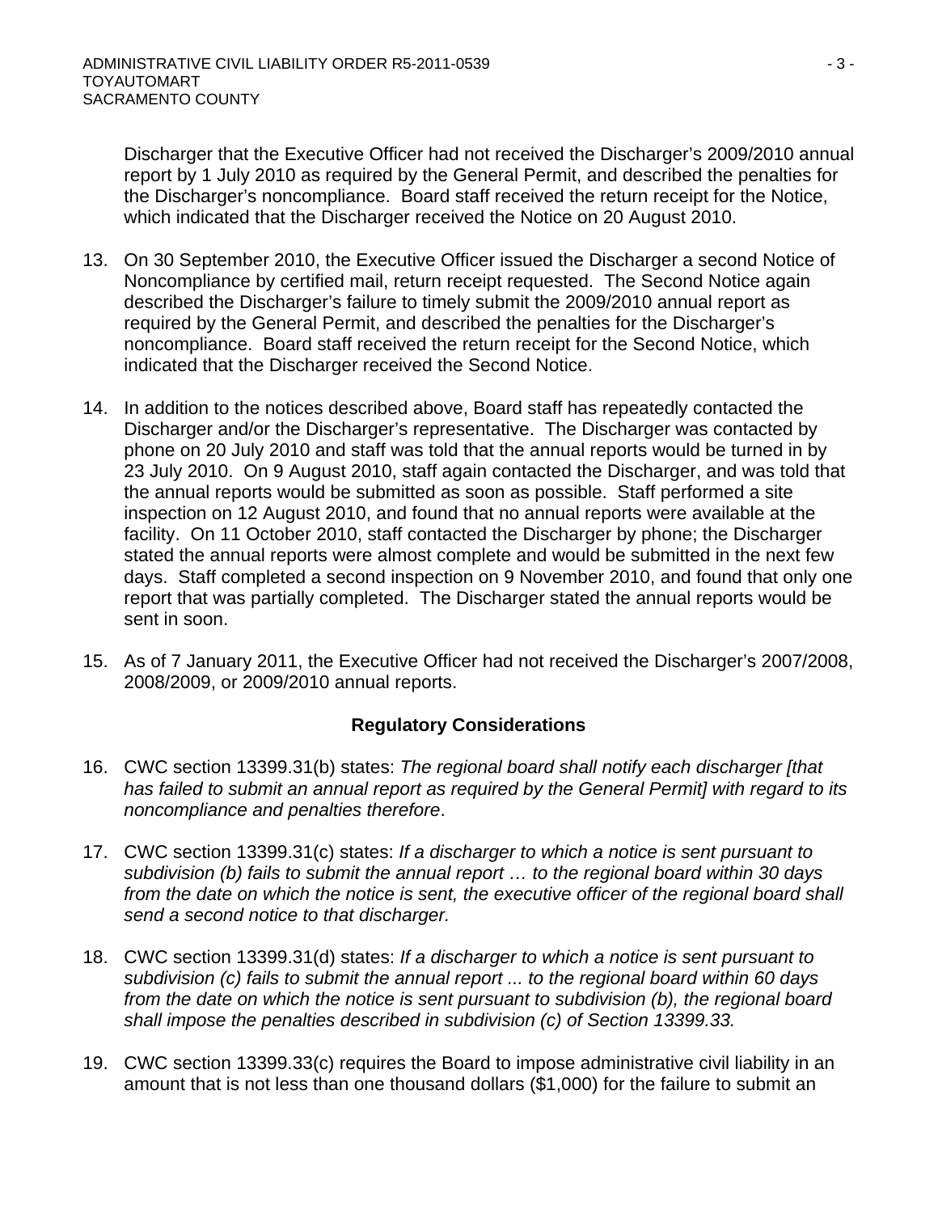Discharger that the Executive Officer had not received the Discharger's 2009/2010 annual report by 1 July 2010 as required by the General Permit, and described the penalties for the Discharger's noncompliance. Board staff received the return receipt for the Notice, which indicated that the Discharger received the Notice on 20 August 2010.

13. On 30 September 2010, the Executive Officer issued the Discharger a second Notice of Noncompliance by certified mail, return receipt requested. The Second Notice again described the Discharger's failure to timely submit the 2009/2010 annual report as required by the General Permit, and described the penalties for the Discharger's noncompliance. Board staff received the return receipt for the Second Notice, which indicated that the Discharger received the Second Notice.

14. In addition to the notices described above, Board staff has repeatedly contacted the Discharger and/or the Discharger's representative. The Discharger was contacted by phone on 20 July 2010 and staff was told that the annual reports would be turned in by 23 July 2010. On 9 August 2010, staff again contacted the Discharger, and was told that the annual reports would be submitted as soon as possible. Staff performed a site inspection on 12 August 2010, and found that no annual reports were available at the facility. On 11 October 2010, staff contacted the Discharger by phone; the Discharger stated the annual reports were almost complete and would be submitted in the next few days. Staff completed a second inspection on 9 November 2010, and found that only one report that was partially completed. The Discharger stated the annual reports would be sent in soon.

15. As of 7 January 2011, the Executive Officer had not received the Discharger's 2007/2008, 2008/2009, or 2009/2010 annual reports.

## Regulatory Considerations

16. CWC section 13399.31(b) states: *The regional board shall notify each discharger [that has failed to submit an annual report as required by the General Permit] with regard to its noncompliance and penalties therefore*.

17. CWC section 13399.31(c) states: *If a discharger to which a notice is sent pursuant to subdivision (b) fails to submit the annual report … to the regional board within 30 days from the date on which the notice is sent, the executive officer of the regional board shall send a second notice to that discharger.*

18. CWC section 13399.31(d) states: *If a discharger to which a notice is sent pursuant to subdivision (c) fails to submit the annual report ... to the regional board within 60 days from the date on which the notice is sent pursuant to subdivision (b), the regional board shall impose the penalties described in subdivision (c) of Section 13399.33.*

19. CWC section 13399.33(c) requires the Board to impose administrative civil liability in an amount that is not less than one thousand dollars ($1,000) for the failure to submit an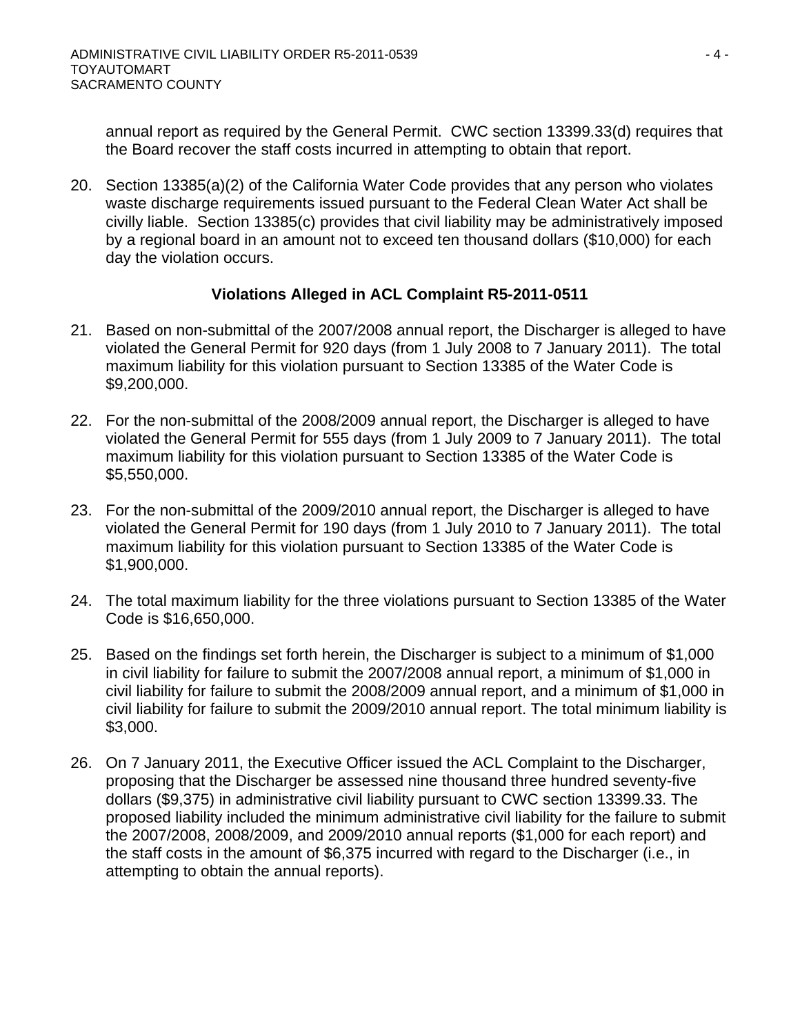annual report as required by the General Permit. CWC section 13399.33(d) requires that the Board recover the staff costs incurred in attempting to obtain that report.

20. Section 13385(a)(2) of the California Water Code provides that any person who violates waste discharge requirements issued pursuant to the Federal Clean Water Act shall be civilly liable. Section 13385(c) provides that civil liability may be administratively imposed by a regional board in an amount not to exceed ten thousand dollars ($10,000) for each day the violation occurs.

### Violations Alleged in ACL Complaint R5-2011-0511

21. Based on non-submittal of the 2007/2008 annual report, the Discharger is alleged to have violated the General Permit for 920 days (from 1 July 2008 to 7 January 2011). The total maximum liability for this violation pursuant to Section 13385 of the Water Code is $9,200,000.

22. For the non-submittal of the 2008/2009 annual report, the Discharger is alleged to have violated the General Permit for 555 days (from 1 July 2009 to 7 January 2011). The total maximum liability for this violation pursuant to Section 13385 of the Water Code is $5,550,000.

23. For the non-submittal of the 2009/2010 annual report, the Discharger is alleged to have violated the General Permit for 190 days (from 1 July 2010 to 7 January 2011). The total maximum liability for this violation pursuant to Section 13385 of the Water Code is $1,900,000.

24. The total maximum liability for the three violations pursuant to Section 13385 of the Water Code is $16,650,000.

25. Based on the findings set forth herein, the Discharger is subject to a minimum of $1,000 in civil liability for failure to submit the 2007/2008 annual report, a minimum of $1,000 in civil liability for failure to submit the 2008/2009 annual report, and a minimum of $1,000 in civil liability for failure to submit the 2009/2010 annual report. The total minimum liability is $3,000.

26. On 7 January 2011, the Executive Officer issued the ACL Complaint to the Discharger, proposing that the Discharger be assessed nine thousand three hundred seventy-five dollars ($9,375) in administrative civil liability pursuant to CWC section 13399.33. The proposed liability included the minimum administrative civil liability for the failure to submit the 2007/2008, 2008/2009, and 2009/2010 annual reports ($1,000 for each report) and the staff costs in the amount of $6,375 incurred with regard to the Discharger (i.e., in attempting to obtain the annual reports).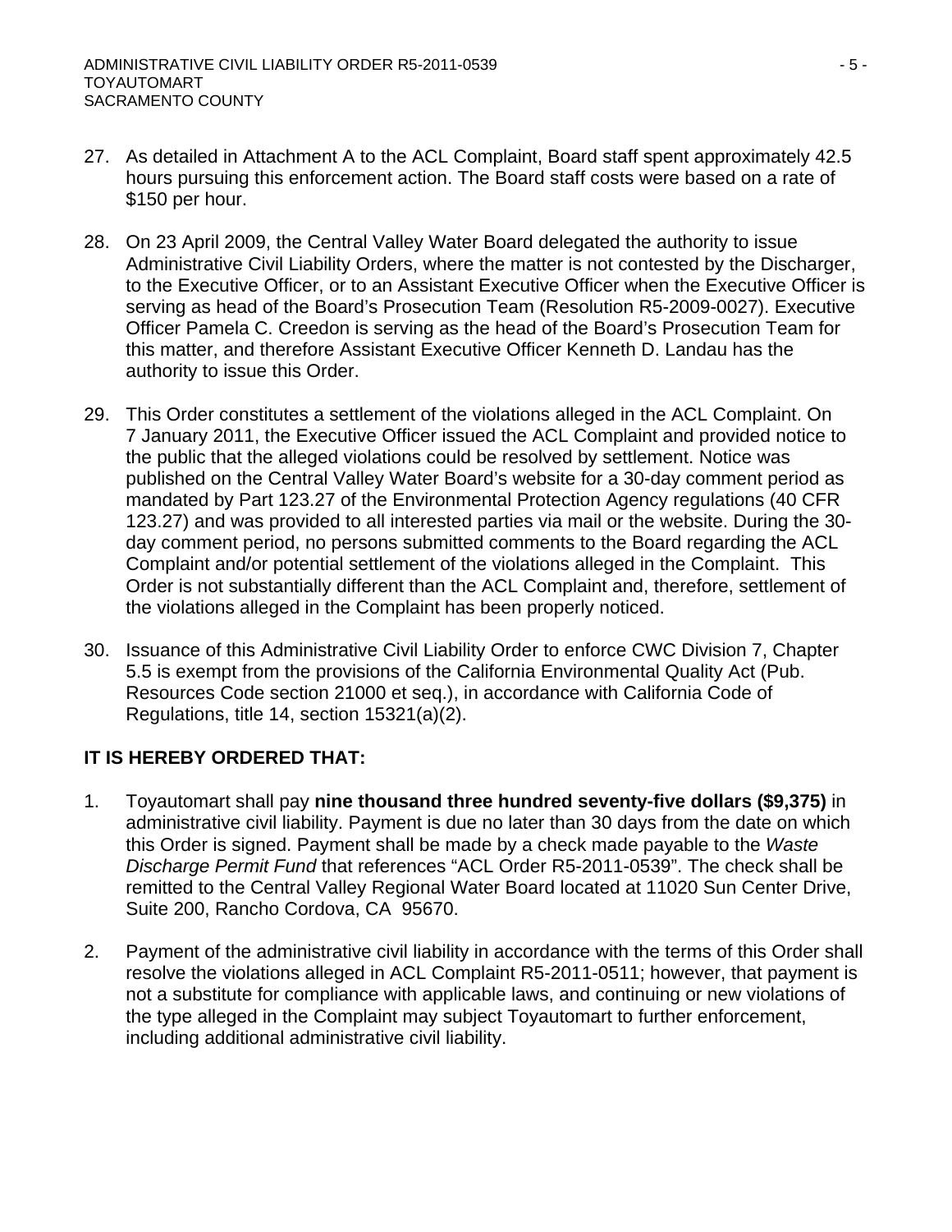27. As detailed in Attachment A to the ACL Complaint, Board staff spent approximately 42.5 hours pursuing this enforcement action. The Board staff costs were based on a rate of $150 per hour.

28. On 23 April 2009, the Central Valley Water Board delegated the authority to issue Administrative Civil Liability Orders, where the matter is not contested by the Discharger, to the Executive Officer, or to an Assistant Executive Officer when the Executive Officer is serving as head of the Board's Prosecution Team (Resolution R5-2009-0027). Executive Officer Pamela C. Creedon is serving as the head of the Board's Prosecution Team for this matter, and therefore Assistant Executive Officer Kenneth D. Landau has the authority to issue this Order.

29. This Order constitutes a settlement of the violations alleged in the ACL Complaint. On 7 January 2011, the Executive Officer issued the ACL Complaint and provided notice to the public that the alleged violations could be resolved by settlement. Notice was published on the Central Valley Water Board's website for a 30-day comment period as mandated by Part 123.27 of the Environmental Protection Agency regulations (40 CFR 123.27) and was provided to all interested parties via mail or the website. During the 30-day comment period, no persons submitted comments to the Board regarding the ACL Complaint and/or potential settlement of the violations alleged in the Complaint. This Order is not substantially different than the ACL Complaint and, therefore, settlement of the violations alleged in the Complaint has been properly noticed.

30. Issuance of this Administrative Civil Liability Order to enforce CWC Division 7, Chapter 5.5 is exempt from the provisions of the California Environmental Quality Act (Pub. Resources Code section 21000 et seq.), in accordance with California Code of Regulations, title 14, section 15321(a)(2).

**IT IS HEREBY ORDERED THAT:**

1. Toyautomart shall pay **nine thousand three hundred seventy-five dollars ($9,375)** in administrative civil liability. Payment is due no later than 30 days from the date on which this Order is signed. Payment shall be made by a check made payable to the *Waste Discharge Permit Fund* that references "ACL Order R5-2011-0539". The check shall be remitted to the Central Valley Regional Water Board located at 11020 Sun Center Drive, Suite 200, Rancho Cordova, CA 95670.

2. Payment of the administrative civil liability in accordance with the terms of this Order shall resolve the violations alleged in ACL Complaint R5-2011-0511; however, that payment is not a substitute for compliance with applicable laws, and continuing or new violations of the type alleged in the Complaint may subject Toyautomart to further enforcement, including additional administrative civil liability.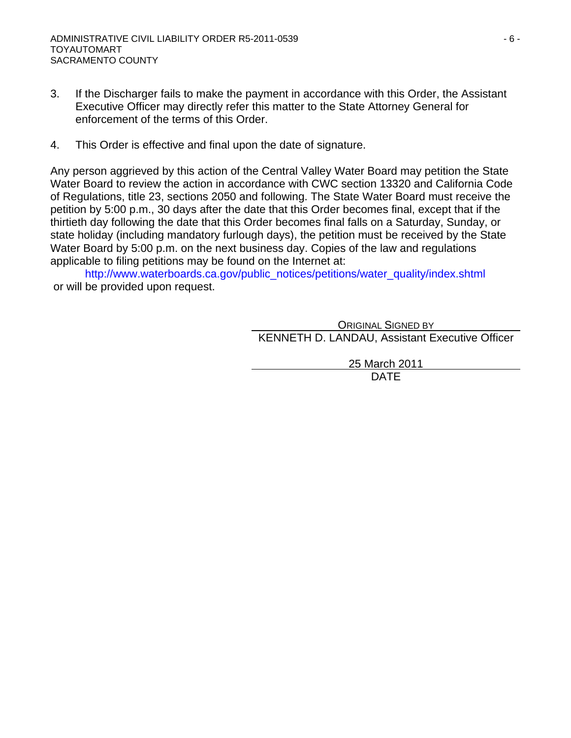3. If the Discharger fails to make the payment in accordance with this Order, the Assistant Executive Officer may directly refer this matter to the State Attorney General for enforcement of the terms of this Order.

4. This Order is effective and final upon the date of signature.

Any person aggrieved by this action of the Central Valley Water Board may petition the State Water Board to review the action in accordance with CWC section 13320 and California Code of Regulations, title 23, sections 2050 and following. The State Water Board must receive the petition by 5:00 p.m., 30 days after the date that this Order becomes final, except that if the thirtieth day following the date that this Order becomes final falls on a Saturday, Sunday, or state holiday (including mandatory furlough days), the petition must be received by the State Water Board by 5:00 p.m. on the next business day. Copies of the law and regulations applicable to filing petitions may be found on the Internet at:

http://www.waterboards.ca.gov/public_notices/petitions/water_quality/index.shtml

or will be provided upon request.

ORIGINAL SIGNED BY

KENNETH D. LANDAU, Assistant Executive Officer

25 March 2011

DATE